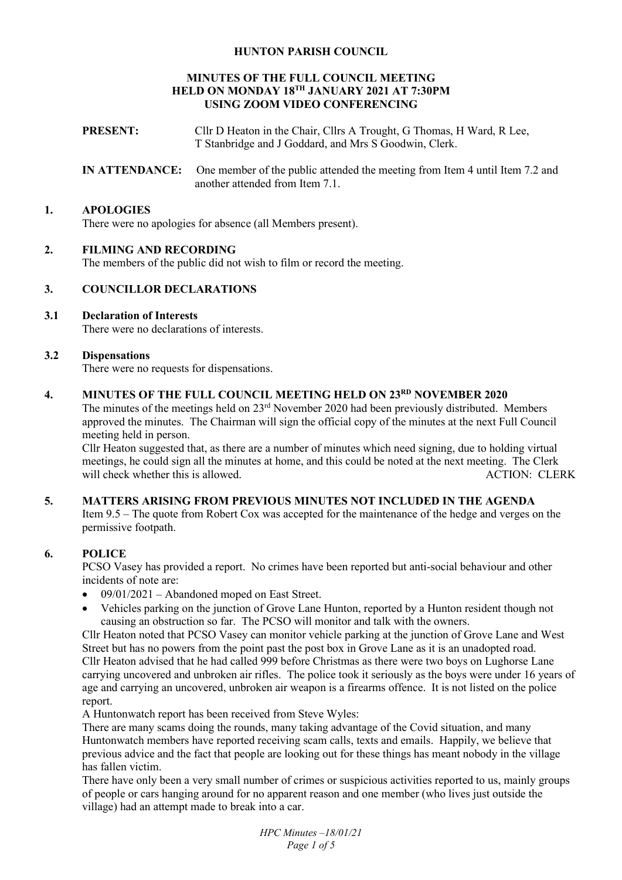# HUNTON PARISH COUNCIL

## MINUTES OF THE FULL COUNCIL MEETING HELD ON MONDAY 18TH JANUARY 2021 AT 7:30PM USING ZOOM VIDEO CONFERENCING

**PRESENT:** Cllr D Heaton in the Chair, Cllrs A Trought, G Thomas, H Ward, R Lee, T Stanbridge and J Goddard, and Mrs S Goodwin, Clerk.

**IN ATTENDANCE:** One member of the public attended the meeting from Item 4 until Item 7.2 and another attended from Item 7.1.

### 1. APOLOGIES

There were no apologies for absence (all Members present).

### 2. FILMING AND RECORDING

The members of the public did not wish to film or record the meeting.

### 3. COUNCILLOR DECLARATIONS

#### 3.1 Declaration of Interests

There were no declarations of interests.

#### 3.2 Dispensations

There were no requests for dispensations.

### 4. MINUTES OF THE FULL COUNCIL MEETING HELD ON 23RD NOVEMBER 2020

The minutes of the meetings held on 23rd November 2020 had been previously distributed. Members approved the minutes. The Chairman will sign the official copy of the minutes at the next Full Council meeting held in person.

Cllr Heaton suggested that, as there are a number of minutes which need signing, due to holding virtual meetings, he could sign all the minutes at home, and this could be noted at the next meeting. The Clerk will check whether this is allowed. ACTION: CLERK

### 5. MATTERS ARISING FROM PREVIOUS MINUTES NOT INCLUDED IN THE AGENDA

Item 9.5 – The quote from Robert Cox was accepted for the maintenance of the hedge and verges on the permissive footpath.

### 6. POLICE

PCSO Vasey has provided a report. No crimes have been reported but anti-social behaviour and other incidents of note are:

- 09/01/2021 – Abandoned moped on East Street.
- Vehicles parking on the junction of Grove Lane Hunton, reported by a Hunton resident though not causing an obstruction so far. The PCSO will monitor and talk with the owners.

Cllr Heaton noted that PCSO Vasey can monitor vehicle parking at the junction of Grove Lane and West Street but has no powers from the point past the post box in Grove Lane as it is an unadopted road.

Cllr Heaton advised that he had called 999 before Christmas as there were two boys on Lughorse Lane carrying uncovered and unbroken air rifles. The police took it seriously as the boys were under 16 years of age and carrying an uncovered, unbroken air weapon is a firearms offence. It is not listed on the police report.

A Huntonwatch report has been received from Steve Wyles:

There are many scams doing the rounds, many taking advantage of the Covid situation, and many Huntonwatch members have reported receiving scam calls, texts and emails. Happily, we believe that previous advice and the fact that people are looking out for these things has meant nobody in the village has fallen victim.

There have only been a very small number of crimes or suspicious activities reported to us, mainly groups of people or cars hanging around for no apparent reason and one member (who lives just outside the village) had an attempt made to break into a car.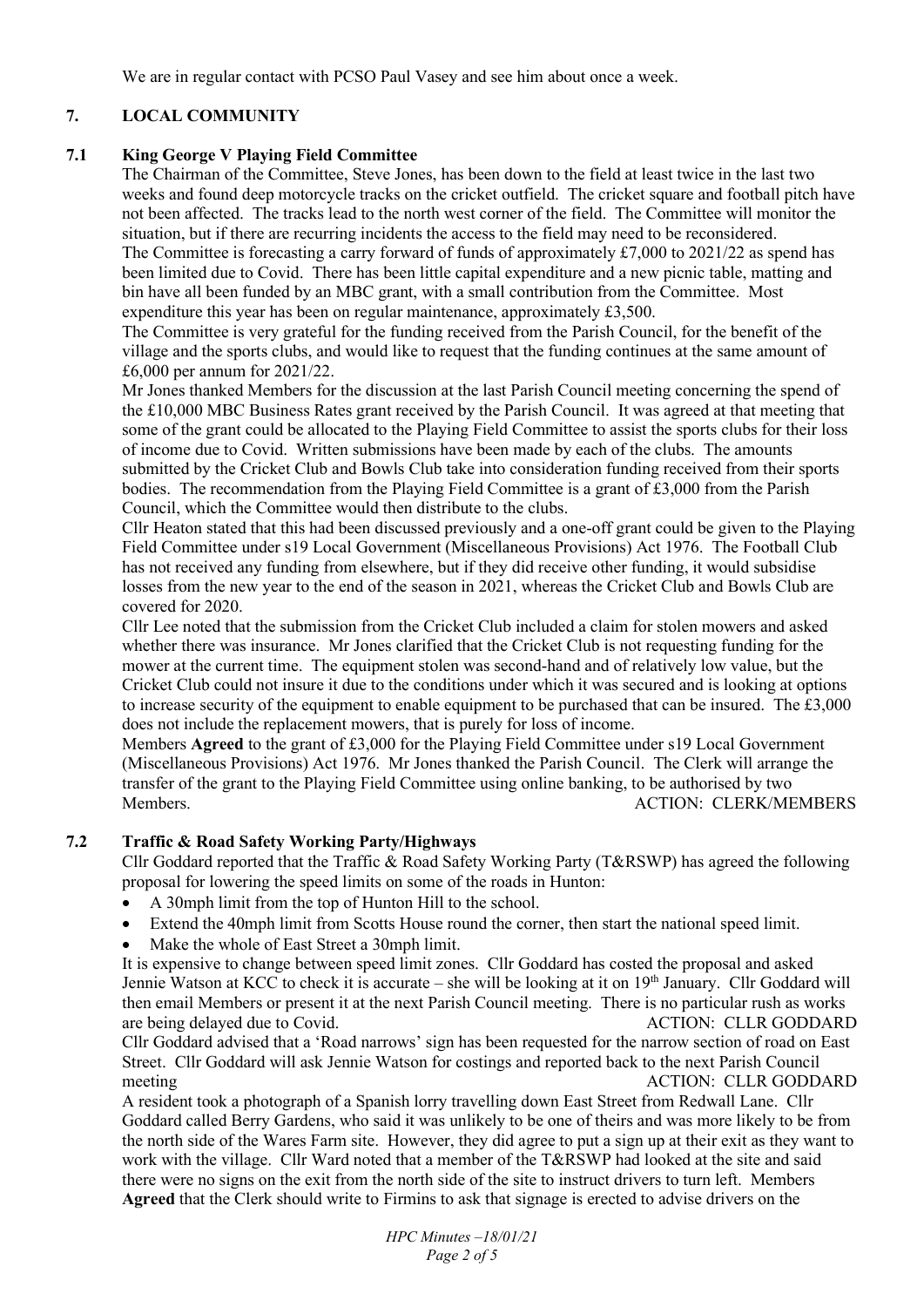We are in regular contact with PCSO Paul Vasey and see him about once a week.

## 7. LOCAL COMMUNITY

### 7.1 King George V Playing Field Committee

The Chairman of the Committee, Steve Jones, has been down to the field at least twice in the last two weeks and found deep motorcycle tracks on the cricket outfield. The cricket square and football pitch have not been affected. The tracks lead to the north west corner of the field. The Committee will monitor the situation, but if there are recurring incidents the access to the field may need to be reconsidered.

The Committee is forecasting a carry forward of funds of approximately £7,000 to 2021/22 as spend has been limited due to Covid. There has been little capital expenditure and a new picnic table, matting and bin have all been funded by an MBC grant, with a small contribution from the Committee. Most expenditure this year has been on regular maintenance, approximately £3,500.

The Committee is very grateful for the funding received from the Parish Council, for the benefit of the village and the sports clubs, and would like to request that the funding continues at the same amount of £6,000 per annum for 2021/22.

Mr Jones thanked Members for the discussion at the last Parish Council meeting concerning the spend of the £10,000 MBC Business Rates grant received by the Parish Council. It was agreed at that meeting that some of the grant could be allocated to the Playing Field Committee to assist the sports clubs for their loss of income due to Covid. Written submissions have been made by each of the clubs. The amounts submitted by the Cricket Club and Bowls Club take into consideration funding received from their sports bodies. The recommendation from the Playing Field Committee is a grant of £3,000 from the Parish Council, which the Committee would then distribute to the clubs.

Cllr Heaton stated that this had been discussed previously and a one-off grant could be given to the Playing Field Committee under s19 Local Government (Miscellaneous Provisions) Act 1976. The Football Club has not received any funding from elsewhere, but if they did receive other funding, it would subsidise losses from the new year to the end of the season in 2021, whereas the Cricket Club and Bowls Club are covered for 2020.

Cllr Lee noted that the submission from the Cricket Club included a claim for stolen mowers and asked whether there was insurance. Mr Jones clarified that the Cricket Club is not requesting funding for the mower at the current time. The equipment stolen was second-hand and of relatively low value, but the Cricket Club could not insure it due to the conditions under which it was secured and is looking at options to increase security of the equipment to enable equipment to be purchased that can be insured. The £3,000 does not include the replacement mowers, that is purely for loss of income.

Members **Agreed** to the grant of £3,000 for the Playing Field Committee under s19 Local Government (Miscellaneous Provisions) Act 1976. Mr Jones thanked the Parish Council. The Clerk will arrange the transfer of the grant to the Playing Field Committee using online banking, to be authorised by two Members. ACTION: CLERK/MEMBERS

### 7.2 Traffic & Road Safety Working Party/Highways

Cllr Goddard reported that the Traffic & Road Safety Working Party (T&RSWP) has agreed the following proposal for lowering the speed limits on some of the roads in Hunton:

- A 30mph limit from the top of Hunton Hill to the school.
- Extend the 40mph limit from Scotts House round the corner, then start the national speed limit.
- Make the whole of East Street a 30mph limit.

It is expensive to change between speed limit zones. Cllr Goddard has costed the proposal and asked Jennie Watson at KCC to check it is accurate – she will be looking at it on 19th January. Cllr Goddard will then email Members or present it at the next Parish Council meeting. There is no particular rush as works are being delayed due to Covid. ACTION: CLLR GODDARD

Cllr Goddard advised that a 'Road narrows' sign has been requested for the narrow section of road on East Street. Cllr Goddard will ask Jennie Watson for costings and reported back to the next Parish Council meeting ACTION: CLLR GODDARD

A resident took a photograph of a Spanish lorry travelling down East Street from Redwall Lane. Cllr Goddard called Berry Gardens, who said it was unlikely to be one of theirs and was more likely to be from the north side of the Wares Farm site. However, they did agree to put a sign up at their exit as they want to work with the village. Cllr Ward noted that a member of the T&RSWP had looked at the site and said there were no signs on the exit from the north side of the site to instruct drivers to turn left. Members **Agreed** that the Clerk should write to Firmins to ask that signage is erected to advise drivers on the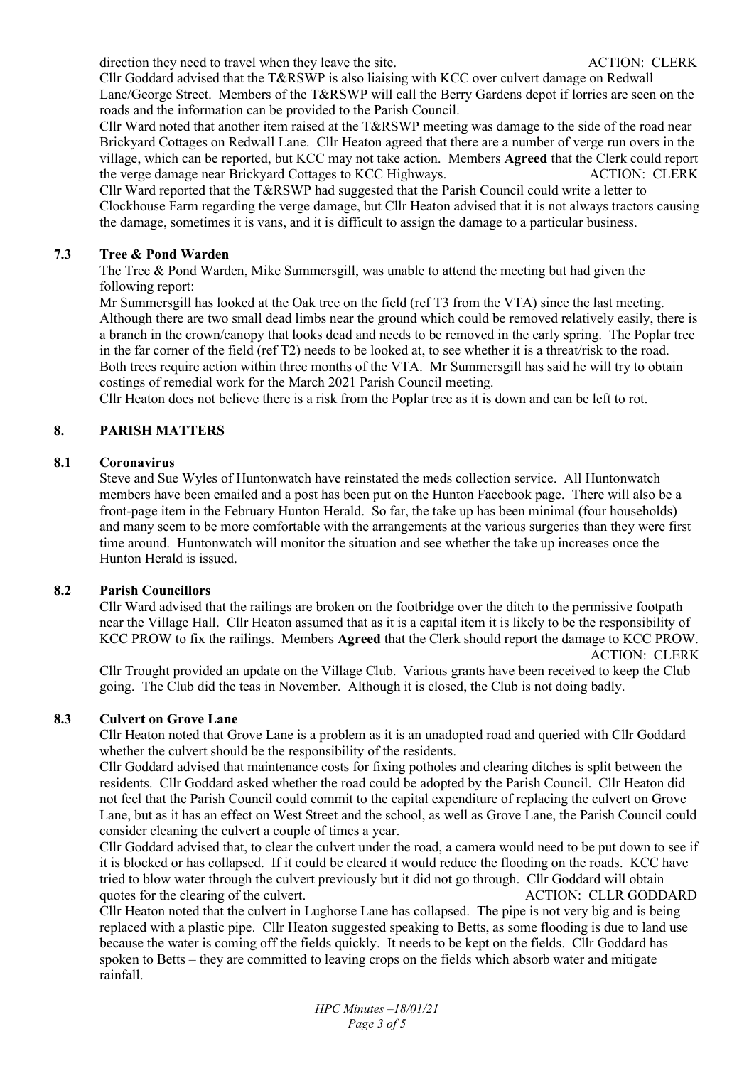direction they need to travel when they leave the site. ACTION: CLERK

Cllr Goddard advised that the T&RSWP is also liaising with KCC over culvert damage on Redwall Lane/George Street. Members of the T&RSWP will call the Berry Gardens depot if lorries are seen on the roads and the information can be provided to the Parish Council.

Cllr Ward noted that another item raised at the T&RSWP meeting was damage to the side of the road near Brickyard Cottages on Redwall Lane. Cllr Heaton agreed that there are a number of verge run overs in the village, which can be reported, but KCC may not take action. Members **Agreed** that the Clerk could report the verge damage near Brickyard Cottages to KCC Highways. ACTION: CLERK

Cllr Ward reported that the T&RSWP had suggested that the Parish Council could write a letter to Clockhouse Farm regarding the verge damage, but Cllr Heaton advised that it is not always tractors causing the damage, sometimes it is vans, and it is difficult to assign the damage to a particular business.

### 7.3 Tree & Pond Warden

The Tree & Pond Warden, Mike Summersgill, was unable to attend the meeting but had given the following report:

Mr Summersgill has looked at the Oak tree on the field (ref T3 from the VTA) since the last meeting. Although there are two small dead limbs near the ground which could be removed relatively easily, there is a branch in the crown/canopy that looks dead and needs to be removed in the early spring. The Poplar tree in the far corner of the field (ref T2) needs to be looked at, to see whether it is a threat/risk to the road. Both trees require action within three months of the VTA. Mr Summersgill has said he will try to obtain costings of remedial work for the March 2021 Parish Council meeting.

Cllr Heaton does not believe there is a risk from the Poplar tree as it is down and can be left to rot.

## 8. PARISH MATTERS

### 8.1 Coronavirus

Steve and Sue Wyles of Huntonwatch have reinstated the meds collection service. All Huntonwatch members have been emailed and a post has been put on the Hunton Facebook page. There will also be a front-page item in the February Hunton Herald. So far, the take up has been minimal (four households) and many seem to be more comfortable with the arrangements at the various surgeries than they were first time around. Huntonwatch will monitor the situation and see whether the take up increases once the Hunton Herald is issued.

### 8.2 Parish Councillors

Cllr Ward advised that the railings are broken on the footbridge over the ditch to the permissive footpath near the Village Hall. Cllr Heaton assumed that as it is a capital item it is likely to be the responsibility of KCC PROW to fix the railings. Members **Agreed** that the Clerk should report the damage to KCC PROW. ACTION: CLERK

Cllr Trought provided an update on the Village Club. Various grants have been received to keep the Club going. The Club did the teas in November. Although it is closed, the Club is not doing badly.

### 8.3 Culvert on Grove Lane

Cllr Heaton noted that Grove Lane is a problem as it is an unadopted road and queried with Cllr Goddard whether the culvert should be the responsibility of the residents.

Cllr Goddard advised that maintenance costs for fixing potholes and clearing ditches is split between the residents. Cllr Goddard asked whether the road could be adopted by the Parish Council. Cllr Heaton did not feel that the Parish Council could commit to the capital expenditure of replacing the culvert on Grove Lane, but as it has an effect on West Street and the school, as well as Grove Lane, the Parish Council could consider cleaning the culvert a couple of times a year.

Cllr Goddard advised that, to clear the culvert under the road, a camera would need to be put down to see if it is blocked or has collapsed. If it could be cleared it would reduce the flooding on the roads. KCC have tried to blow water through the culvert previously but it did not go through. Cllr Goddard will obtain quotes for the clearing of the culvert. ACTION: CLLR GODDARD

Cllr Heaton noted that the culvert in Lughorse Lane has collapsed. The pipe is not very big and is being replaced with a plastic pipe. Cllr Heaton suggested speaking to Betts, as some flooding is due to land use because the water is coming off the fields quickly. It needs to be kept on the fields. Cllr Goddard has spoken to Betts – they are committed to leaving crops on the fields which absorb water and mitigate rainfall.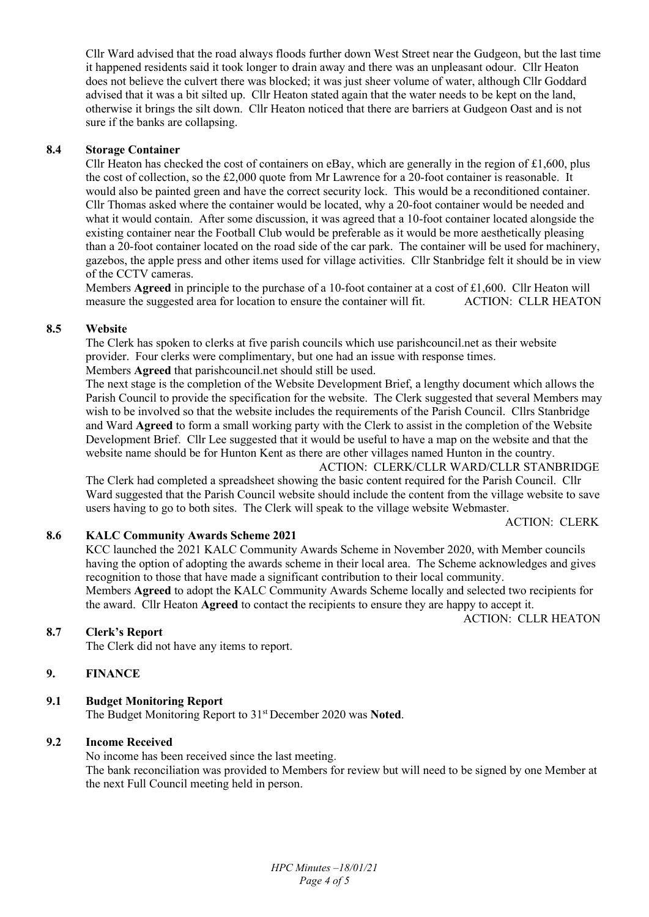Cllr Ward advised that the road always floods further down West Street near the Gudgeon, but the last time it happened residents said it took longer to drain away and there was an unpleasant odour. Cllr Heaton does not believe the culvert there was blocked; it was just sheer volume of water, although Cllr Goddard advised that it was a bit silted up. Cllr Heaton stated again that the water needs to be kept on the land, otherwise it brings the silt down. Cllr Heaton noticed that there are barriers at Gudgeon Oast and is not sure if the banks are collapsing.

### 8.4 Storage Container

Cllr Heaton has checked the cost of containers on eBay, which are generally in the region of £1,600, plus the cost of collection, so the £2,000 quote from Mr Lawrence for a 20-foot container is reasonable. It would also be painted green and have the correct security lock. This would be a reconditioned container. Cllr Thomas asked where the container would be located, why a 20-foot container would be needed and what it would contain. After some discussion, it was agreed that a 10-foot container located alongside the existing container near the Football Club would be preferable as it would be more aesthetically pleasing than a 20-foot container located on the road side of the car park. The container will be used for machinery, gazebos, the apple press and other items used for village activities. Cllr Stanbridge felt it should be in view of the CCTV cameras.

Members **Agreed** in principle to the purchase of a 10-foot container at a cost of £1,600. Cllr Heaton will measure the suggested area for location to ensure the container will fit. ACTION: CLLR HEATON

### 8.5 Website

The Clerk has spoken to clerks at five parish councils which use parishcouncil.net as their website provider. Four clerks were complimentary, but one had an issue with response times.

Members **Agreed** that parishcouncil.net should still be used.

The next stage is the completion of the Website Development Brief, a lengthy document which allows the Parish Council to provide the specification for the website. The Clerk suggested that several Members may wish to be involved so that the website includes the requirements of the Parish Council. Cllrs Stanbridge and Ward **Agreed** to form a small working party with the Clerk to assist in the completion of the Website Development Brief. Cllr Lee suggested that it would be useful to have a map on the website and that the website name should be for Hunton Kent as there are other villages named Hunton in the country.

ACTION: CLERK/CLLR WARD/CLLR STANBRIDGE

The Clerk had completed a spreadsheet showing the basic content required for the Parish Council. Cllr Ward suggested that the Parish Council website should include the content from the village website to save users having to go to both sites. The Clerk will speak to the village website Webmaster.

ACTION: CLERK

### 8.6 KALC Community Awards Scheme 2021

KCC launched the 2021 KALC Community Awards Scheme in November 2020, with Member councils having the option of adopting the awards scheme in their local area. The Scheme acknowledges and gives recognition to those that have made a significant contribution to their local community.

Members **Agreed** to adopt the KALC Community Awards Scheme locally and selected two recipients for the award. Cllr Heaton **Agreed** to contact the recipients to ensure they are happy to accept it.

ACTION: CLLR HEATON

### 8.7 Clerk's Report

The Clerk did not have any items to report.

## 9. FINANCE

### 9.1 Budget Monitoring Report

The Budget Monitoring Report to 31st December 2020 was **Noted**.

### 9.2 Income Received

No income has been received since the last meeting.

The bank reconciliation was provided to Members for review but will need to be signed by one Member at the next Full Council meeting held in person.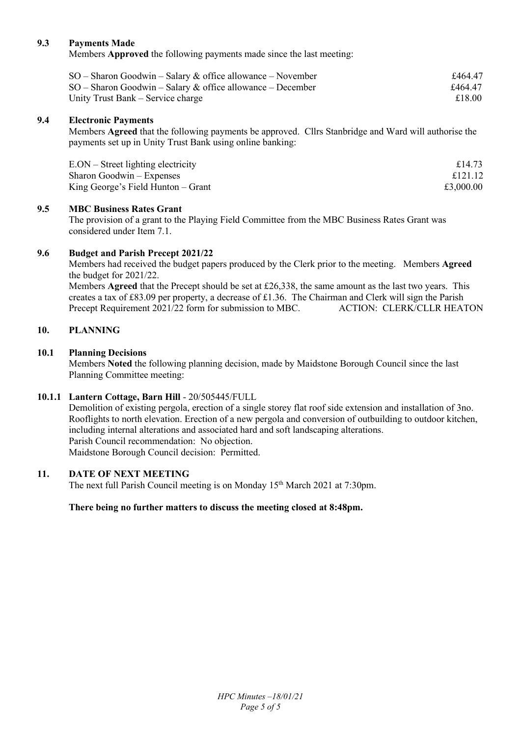### 9.3 Payments Made

Members **Approved** the following payments made since the last meeting:

| | |
|---|---|
| SO – Sharon Goodwin – Salary & office allowance – November | £464.47 |
| SO – Sharon Goodwin – Salary & office allowance – December | £464.47 |
| Unity Trust Bank – Service charge | £18.00 |

### 9.4 Electronic Payments

Members **Agreed** that the following payments be approved. Cllrs Stanbridge and Ward will authorise the payments set up in Unity Trust Bank using online banking:

| | |
|---|---|
| E.ON – Street lighting electricity | £14.73 |
| Sharon Goodwin – Expenses | £121.12 |
| King George's Field Hunton – Grant | £3,000.00 |

### 9.5 MBC Business Rates Grant

The provision of a grant to the Playing Field Committee from the MBC Business Rates Grant was considered under Item 7.1.

### 9.6 Budget and Parish Precept 2021/22

Members had received the budget papers produced by the Clerk prior to the meeting. Members **Agreed** the budget for 2021/22.

Members **Agreed** that the Precept should be set at £26,338, the same amount as the last two years. This creates a tax of £83.09 per property, a decrease of £1.36. The Chairman and Clerk will sign the Parish Precept Requirement 2021/22 form for submission to MBC. ACTION: CLERK/CLLR HEATON

## 10. PLANNING

### 10.1 Planning Decisions

Members **Noted** the following planning decision, made by Maidstone Borough Council since the last Planning Committee meeting:

#### 10.1.1 Lantern Cottage, Barn Hill - 20/505445/FULL

Demolition of existing pergola, erection of a single storey flat roof side extension and installation of 3no. Rooflights to north elevation. Erection of a new pergola and conversion of outbuilding to outdoor kitchen, including internal alterations and associated hard and soft landscaping alterations.

Parish Council recommendation: No objection.

Maidstone Borough Council decision: Permitted.

## 11. DATE OF NEXT MEETING

The next full Parish Council meeting is on Monday 15th March 2021 at 7:30pm.

**There being no further matters to discuss the meeting closed at 8:48pm.**